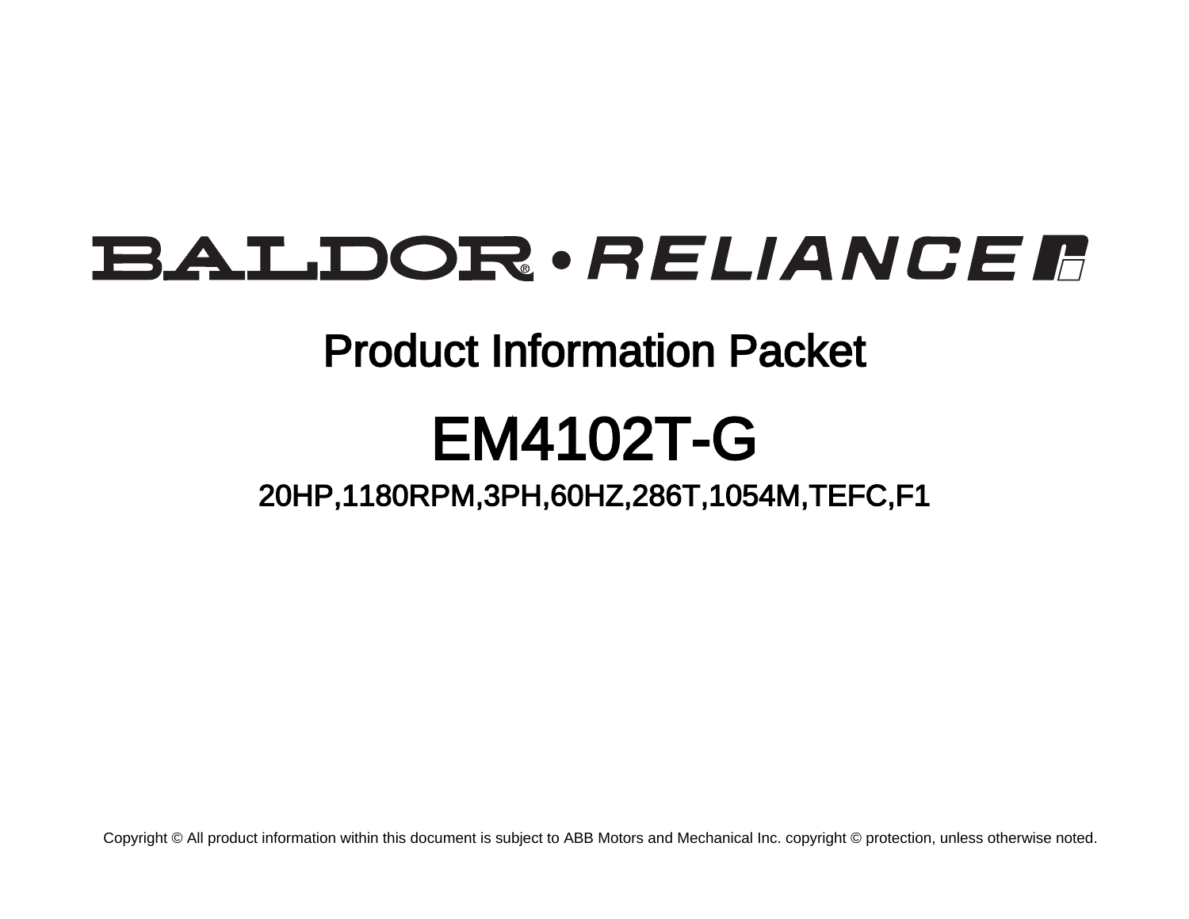# BALDOR® • RELIANCE

## Product Information Packet

# EM4102T-G

### 20HP,1180RPM,3PH,60HZ,286T,1054M,TEFC,F1

Copyright © All product information within this document is subject to ABB Motors and Mechanical Inc. copyright © protection, unless otherwise noted.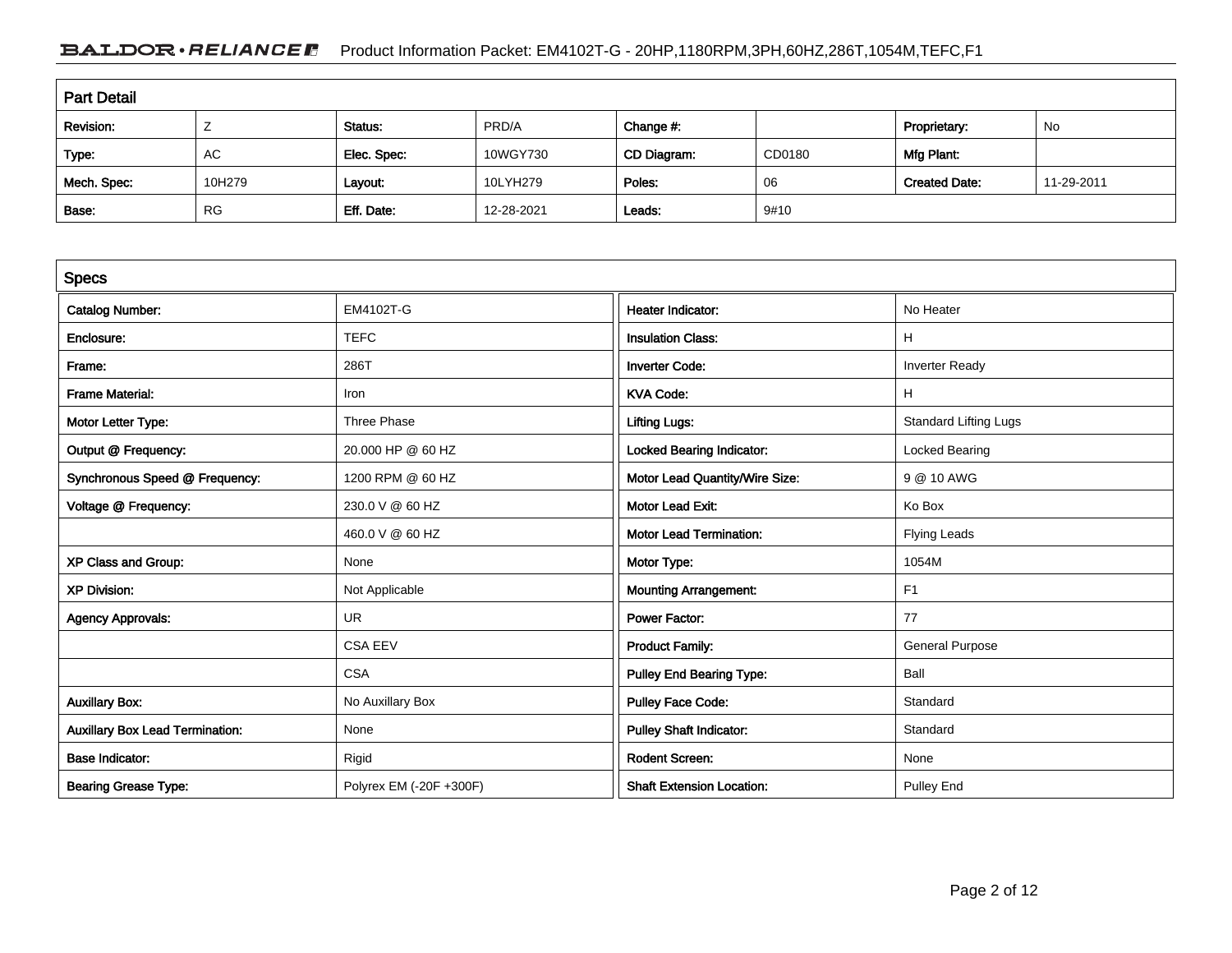## Part Detail

| Revision: | Z | Status: | PRD/A | Change #: | | Proprietary: | No |
|---|---|---|---|---|---|---|---|
| Type: | AC | Elec. Spec: | 10WGY730 | CD Diagram: | CD0180 | Mfg Plant: | |
| Mech. Spec: | 10H279 | Layout: | 10LYH279 | Poles: | 06 | Created Date: | 11-29-2011 |
| Base: | RG | Eff. Date: | 12-28-2021 | Leads: | 9#10 | | |

## Specs

| | | | |
|---|---|---|---|
| Catalog Number: | EM4102T-G | Heater Indicator: | No Heater |
| Enclosure: | TEFC | Insulation Class: | H |
| Frame: | 286T | Inverter Code: | Inverter Ready |
| Frame Material: | Iron | KVA Code: | H |
| Motor Letter Type: | Three Phase | Lifting Lugs: | Standard Lifting Lugs |
| Output @ Frequency: | 20.000 HP @ 60 HZ | Locked Bearing Indicator: | Locked Bearing |
| Synchronous Speed @ Frequency: | 1200 RPM @ 60 HZ | Motor Lead Quantity/Wire Size: | 9 @ 10 AWG |
| Voltage @ Frequency: | 230.0 V @ 60 HZ | Motor Lead Exit: | Ko Box |
| | 460.0 V @ 60 HZ | Motor Lead Termination: | Flying Leads |
| XP Class and Group: | None | Motor Type: | 1054M |
| XP Division: | Not Applicable | Mounting Arrangement: | F1 |
| Agency Approvals: | UR | Power Factor: | 77 |
| | CSA EEV | Product Family: | General Purpose |
| | CSA | Pulley End Bearing Type: | Ball |
| Auxillary Box: | No Auxillary Box | Pulley Face Code: | Standard |
| Auxillary Box Lead Termination: | None | Pulley Shaft Indicator: | Standard |
| Base Indicator: | Rigid | Rodent Screen: | None |
| Bearing Grease Type: | Polyrex EM (-20F +300F) | Shaft Extension Location: | Pulley End |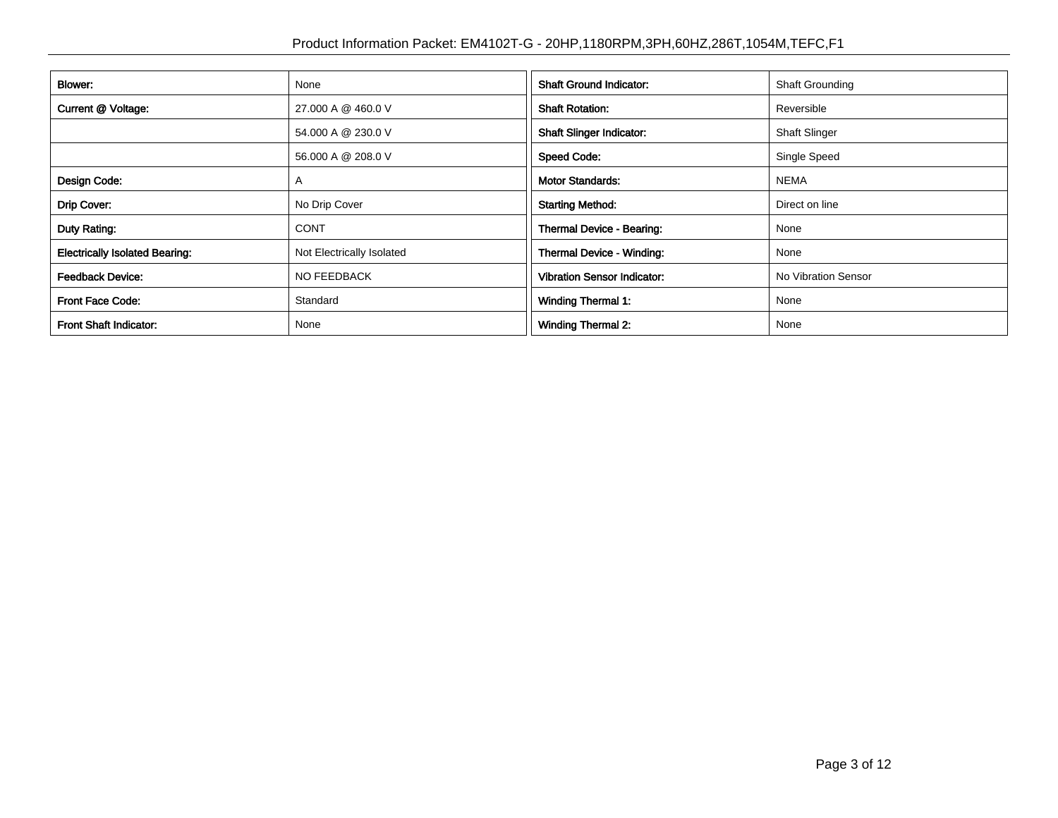| Blower: | None | Shaft Ground Indicator: | Shaft Grounding |
|---|---|---|---|
| Current @ Voltage: | 27.000 A @ 460.0 V | Shaft Rotation: | Reversible |
| | 54.000 A @ 230.0 V | Shaft Slinger Indicator: | Shaft Slinger |
| | 56.000 A @ 208.0 V | Speed Code: | Single Speed |
| Design Code: | A | Motor Standards: | NEMA |
| Drip Cover: | No Drip Cover | Starting Method: | Direct on line |
| Duty Rating: | CONT | Thermal Device - Bearing: | None |
| Electrically Isolated Bearing: | Not Electrically Isolated | Thermal Device - Winding: | None |
| Feedback Device: | NO FEEDBACK | Vibration Sensor Indicator: | No Vibration Sensor |
| Front Face Code: | Standard | Winding Thermal 1: | None |
| Front Shaft Indicator: | None | Winding Thermal 2: | None |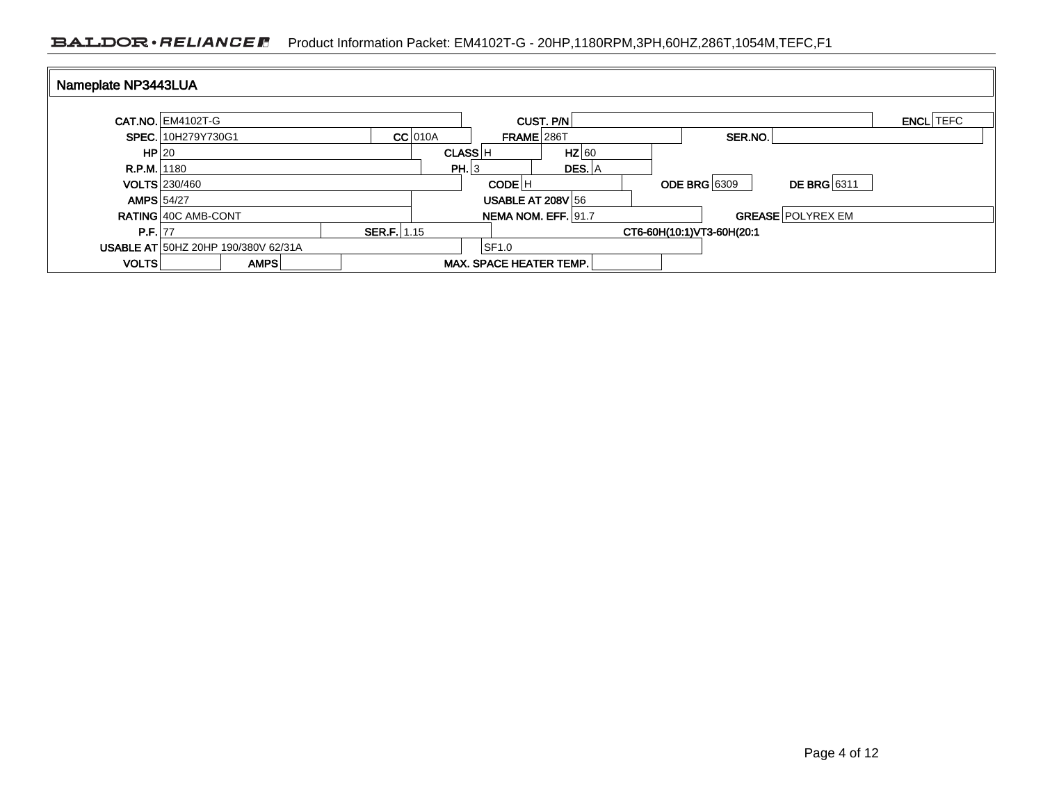## Nameplate NP3443LUA

| Field | Value | Field | Value | Field | Value | Field | Value |
|---|---|---|---|---|---|---|---|
| CAT.NO. | EM4102T-G | CUST. P/N | | | | ENCL | TEFC |
| SPEC. | 10H279Y730G1 | CC | 010A | FRAME | 286T | SER.NO. | |
| HP | 20 | CLASS | H | HZ | 60 | | |
| R.P.M. | 1180 | PH. | 3 | DES. | A | | |
| VOLTS | 230/460 | CODE | H | ODE BRG | 6309 | DE BRG | 6311 |
| AMPS | 54/27 | USABLE AT 208V | 56 | | | | |
| RATING | 40C AMB-CONT | NEMA NOM. EFF. | 91.7 | GREASE | POLYREX EM | | |
| P.F. | 77 | SER.F. | 1.15 | | CT6-60H(10:1)VT3-60H(20:1 | | |
| USABLE AT | 50HZ 20HP 190/380V 62/31A | | SF1.0 | | | | |
| VOLTS | | AMPS | | MAX. SPACE HEATER TEMP. | | | |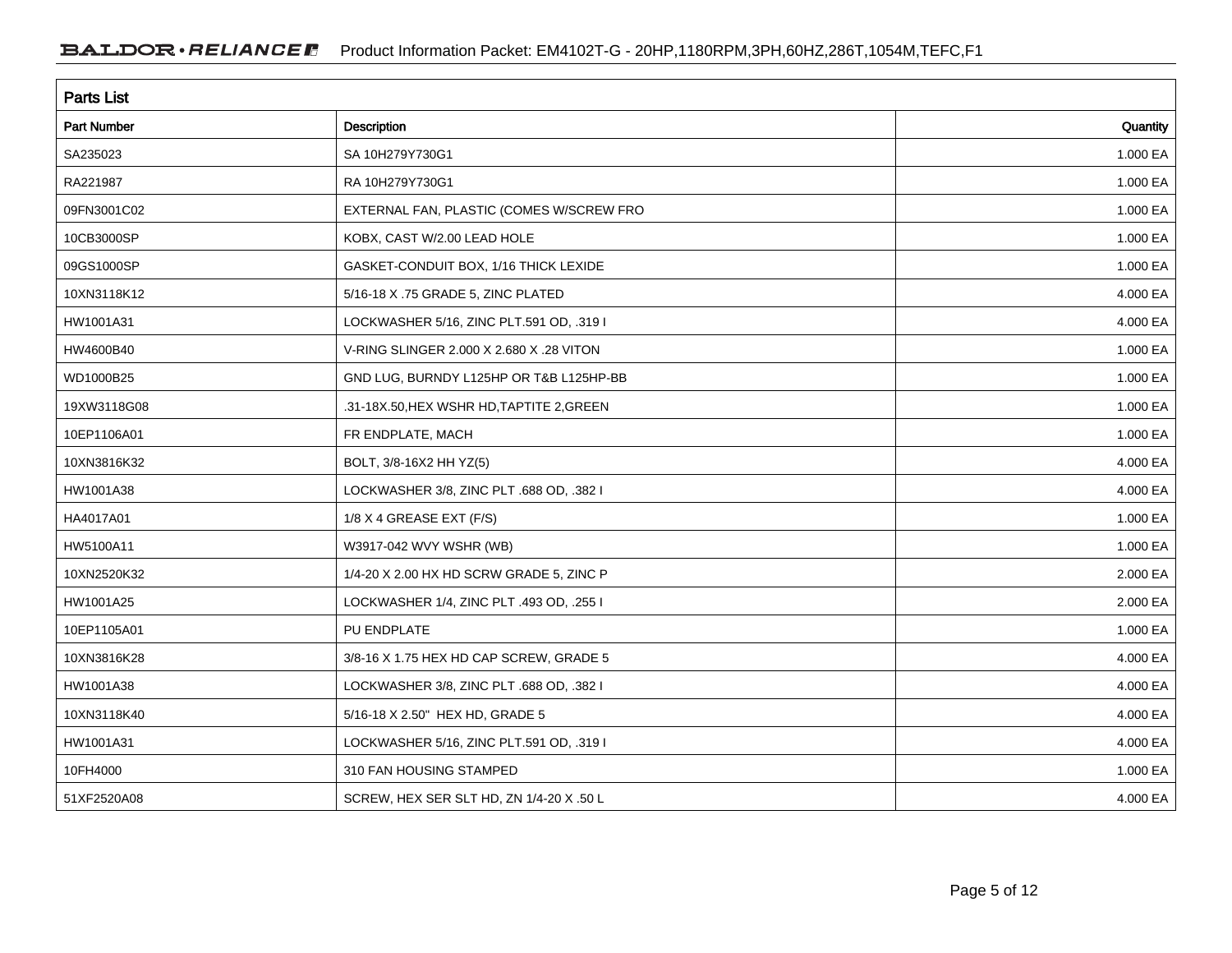## Parts List

| Part Number | Description | Quantity |
|---|---|---|
| SA235023 | SA 10H279Y730G1 | 1.000 EA |
| RA221987 | RA 10H279Y730G1 | 1.000 EA |
| 09FN3001C02 | EXTERNAL FAN, PLASTIC (COMES W/SCREW FRO | 1.000 EA |
| 10CB3000SP | KOBX, CAST W/2.00 LEAD HOLE | 1.000 EA |
| 09GS1000SP | GASKET-CONDUIT BOX, 1/16 THICK LEXIDE | 1.000 EA |
| 10XN3118K12 | 5/16-18 X .75 GRADE 5, ZINC PLATED | 4.000 EA |
| HW1001A31 | LOCKWASHER 5/16, ZINC PLT.591 OD, .319 I | 4.000 EA |
| HW4600B40 | V-RING SLINGER 2.000 X 2.680 X .28 VITON | 1.000 EA |
| WD1000B25 | GND LUG, BURNDY L125HP OR T&B L125HP-BB | 1.000 EA |
| 19XW3118G08 | .31-18X.50,HEX WSHR HD,TAPTITE 2,GREEN | 1.000 EA |
| 10EP1106A01 | FR ENDPLATE, MACH | 1.000 EA |
| 10XN3816K32 | BOLT, 3/8-16X2 HH YZ(5) | 4.000 EA |
| HW1001A38 | LOCKWASHER 3/8, ZINC PLT .688 OD, .382 I | 4.000 EA |
| HA4017A01 | 1/8 X 4 GREASE EXT (F/S) | 1.000 EA |
| HW5100A11 | W3917-042 WVY WSHR (WB) | 1.000 EA |
| 10XN2520K32 | 1/4-20 X 2.00 HX HD SCRW GRADE 5, ZINC P | 2.000 EA |
| HW1001A25 | LOCKWASHER 1/4, ZINC PLT .493 OD, .255 I | 2.000 EA |
| 10EP1105A01 | PU ENDPLATE | 1.000 EA |
| 10XN3816K28 | 3/8-16 X 1.75 HEX HD CAP SCREW, GRADE 5 | 4.000 EA |
| HW1001A38 | LOCKWASHER 3/8, ZINC PLT .688 OD, .382 I | 4.000 EA |
| 10XN3118K40 | 5/16-18 X 2.50" HEX HD, GRADE 5 | 4.000 EA |
| HW1001A31 | LOCKWASHER 5/16, ZINC PLT.591 OD, .319 I | 4.000 EA |
| 10FH4000 | 310 FAN HOUSING STAMPED | 1.000 EA |
| 51XF2520A08 | SCREW, HEX SER SLT HD, ZN 1/4-20 X .50 L | 4.000 EA |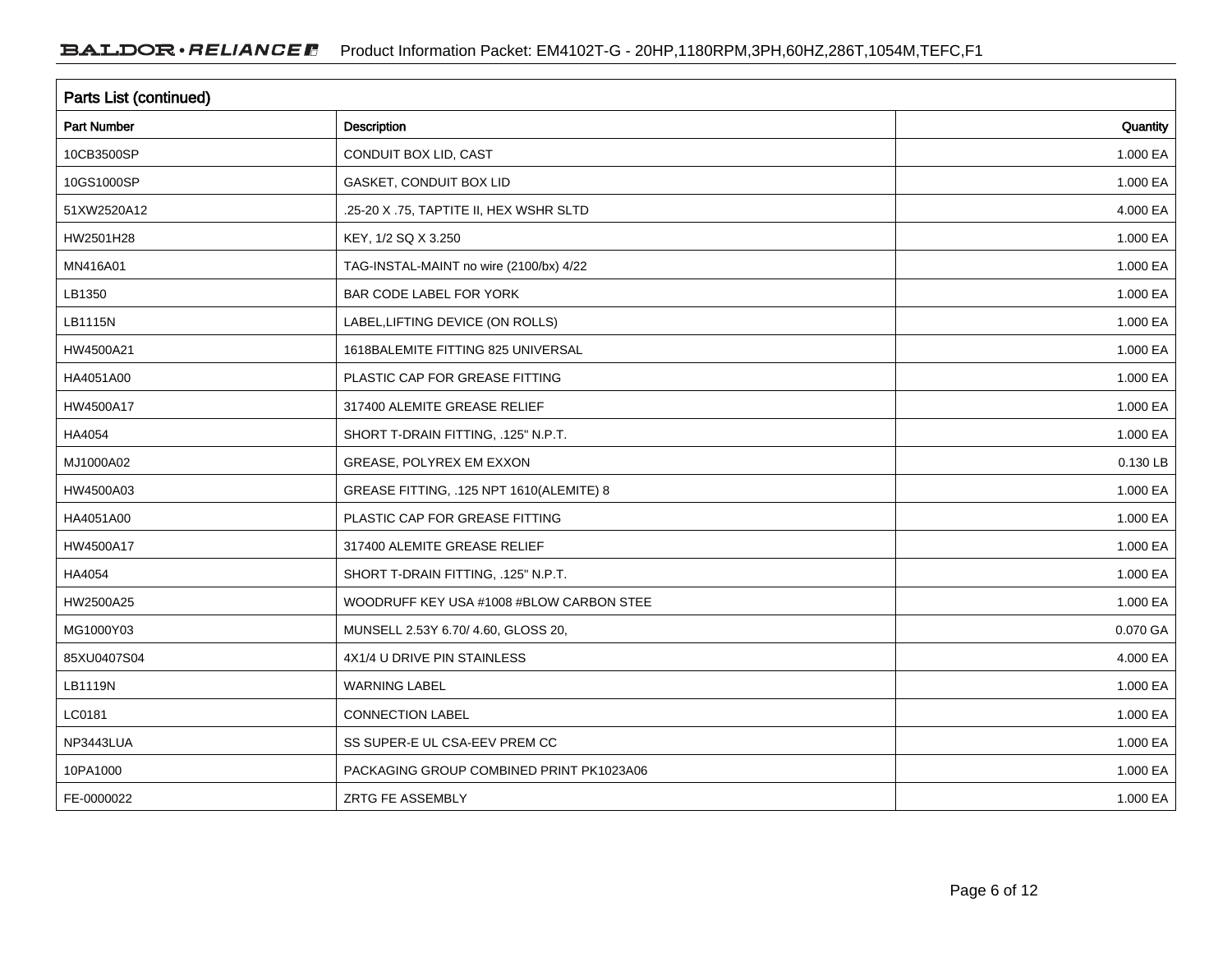## Parts List (continued)

| Part Number | Description | Quantity |
|---|---|---|
| 10CB3500SP | CONDUIT BOX LID, CAST | 1.000 EA |
| 10GS1000SP | GASKET, CONDUIT BOX LID | 1.000 EA |
| 51XW2520A12 | .25-20 X .75, TAPTITE II, HEX WSHR SLTD | 4.000 EA |
| HW2501H28 | KEY, 1/2 SQ X 3.250 | 1.000 EA |
| MN416A01 | TAG-INSTAL-MAINT no wire (2100/bx) 4/22 | 1.000 EA |
| LB1350 | BAR CODE LABEL FOR YORK | 1.000 EA |
| LB1115N | LABEL,LIFTING DEVICE (ON ROLLS) | 1.000 EA |
| HW4500A21 | 1618BALEMITE FITTING 825 UNIVERSAL | 1.000 EA |
| HA4051A00 | PLASTIC CAP FOR GREASE FITTING | 1.000 EA |
| HW4500A17 | 317400 ALEMITE GREASE RELIEF | 1.000 EA |
| HA4054 | SHORT T-DRAIN FITTING, .125" N.P.T. | 1.000 EA |
| MJ1000A02 | GREASE, POLYREX EM EXXON | 0.130 LB |
| HW4500A03 | GREASE FITTING, .125 NPT 1610(ALEMITE) 8 | 1.000 EA |
| HA4051A00 | PLASTIC CAP FOR GREASE FITTING | 1.000 EA |
| HW4500A17 | 317400 ALEMITE GREASE RELIEF | 1.000 EA |
| HA4054 | SHORT T-DRAIN FITTING, .125" N.P.T. | 1.000 EA |
| HW2500A25 | WOODRUFF KEY USA #1008 #BLOW CARBON STEE | 1.000 EA |
| MG1000Y03 | MUNSELL 2.53Y 6.70/ 4.60, GLOSS 20, | 0.070 GA |
| 85XU0407S04 | 4X1/4 U DRIVE PIN STAINLESS | 4.000 EA |
| LB1119N | WARNING LABEL | 1.000 EA |
| LC0181 | CONNECTION LABEL | 1.000 EA |
| NP3443LUA | SS SUPER-E UL CSA-EEV PREM CC | 1.000 EA |
| 10PA1000 | PACKAGING GROUP COMBINED PRINT PK1023A06 | 1.000 EA |
| FE-0000022 | ZRTG FE ASSEMBLY | 1.000 EA |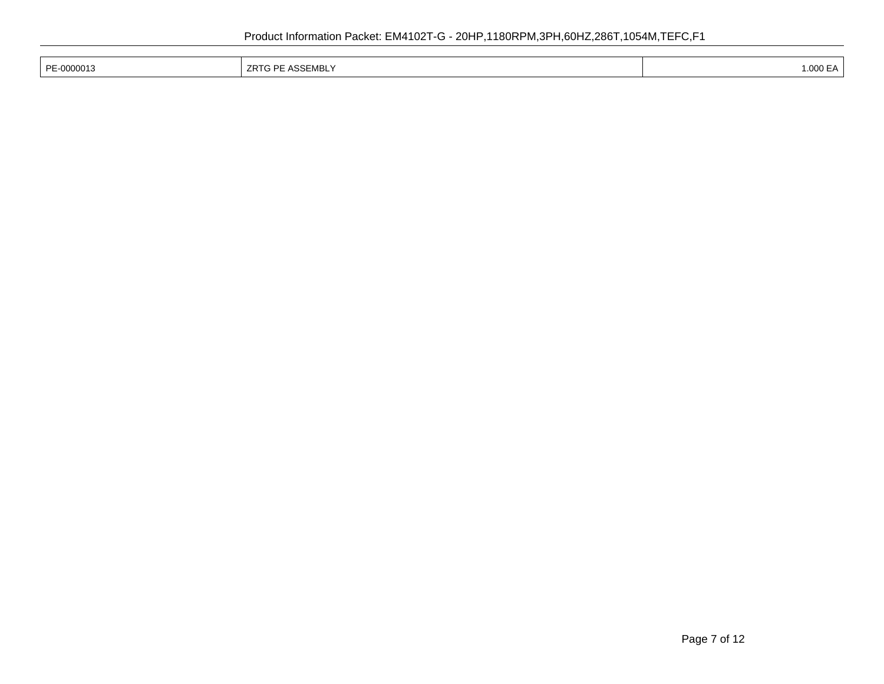| PE-0000013 | ZRTG PE ASSEMBLY | 1.000 EA |
| --- | --- | --- |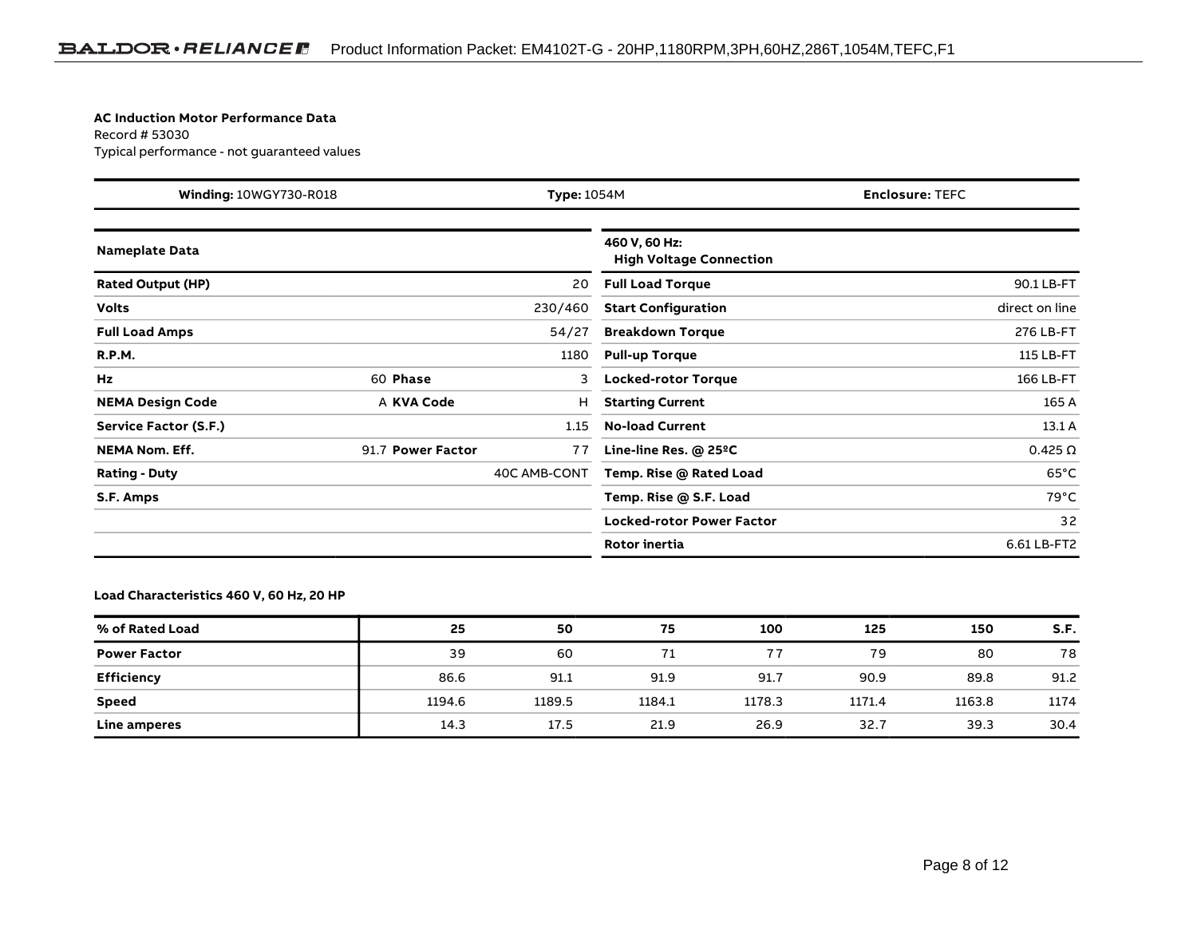**AC Induction Motor Performance Data**

Record # 53030

Typical performance - not guaranteed values

| **Winding:** 10WGY730-R018 | **Type:** 1054M | **Enclosure:** TEFC |
|---|---|---|

| **Nameplate Data** | | | | **460 V, 60 Hz: High Voltage Connection** | |
|---|---|---|---|---|---|
| **Rated Output (HP)** | | | 20 | **Full Load Torque** | 90.1 LB-FT |
| **Volts** | | | 230/460 | **Start Configuration** | direct on line |
| **Full Load Amps** | | | 54/27 | **Breakdown Torque** | 276 LB-FT |
| **R.P.M.** | | | 1180 | **Pull-up Torque** | 115 LB-FT |
| **Hz** | 60 | **Phase** | 3 | **Locked-rotor Torque** | 166 LB-FT |
| **NEMA Design Code** | A | **KVA Code** | H | **Starting Current** | 165 A |
| **Service Factor (S.F.)** | | | 1.15 | **No-load Current** | 13.1 A |
| **NEMA Nom. Eff.** | 91.7 | **Power Factor** | 77 | **Line-line Res. @ 25ºC** | 0.425 Ω |
| **Rating - Duty** | | | 40C AMB-CONT | **Temp. Rise @ Rated Load** | 65°C |
| **S.F. Amps** | | | | **Temp. Rise @ S.F. Load** | 79°C |
| | | | | **Locked-rotor Power Factor** | 32 |
| | | | | **Rotor inertia** | 6.61 LB-FT2 |

**Load Characteristics 460 V, 60 Hz, 20 HP**

| **% of Rated Load** | **25** | **50** | **75** | **100** | **125** | **150** | **S.F.** |
|---|---|---|---|---|---|---|---|
| **Power Factor** | 39 | 60 | 71 | 77 | 79 | 80 | 78 |
| **Efficiency** | 86.6 | 91.1 | 91.9 | 91.7 | 90.9 | 89.8 | 91.2 |
| **Speed** | 1194.6 | 1189.5 | 1184.1 | 1178.3 | 1171.4 | 1163.8 | 1174 |
| **Line amperes** | 14.3 | 17.5 | 21.9 | 26.9 | 32.7 | 39.3 | 30.4 |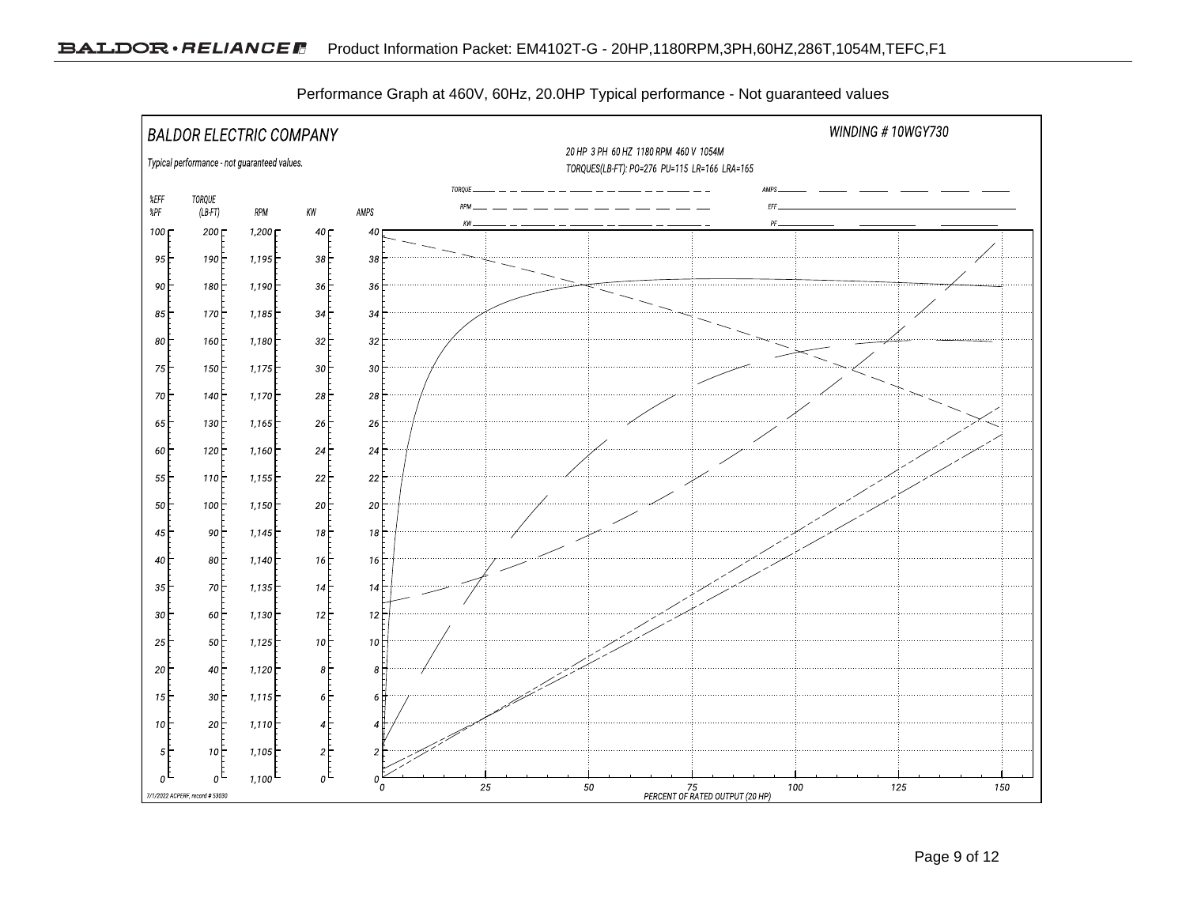Performance Graph at 460V, 60Hz, 20.0HP Typical performance - Not guaranteed values

BALDOR ELECTRIC COMPANY

WINDING # 10WGY730

Typical performance - not guaranteed values.

20 HP 3 PH 60 HZ 1180 RPM 460 V 1054M

TORQUES(LB-FT): PO=276 PU=115 LR=166 LRA=165

Legend: TORQUE, RPM, KW, AMPS, EFF, PF

| %EFF %PF | TORQUE (LB-FT) | RPM | KW | AMPS |
|---|---|---|---|---|
| 100 | 200 | 1,200 | 40 | 40 |
| 95 | 190 | 1,195 | 38 | 38 |
| 90 | 180 | 1,190 | 36 | 36 |
| 85 | 170 | 1,185 | 34 | 34 |
| 80 | 160 | 1,180 | 32 | 32 |
| 75 | 150 | 1,175 | 30 | 30 |
| 70 | 140 | 1,170 | 28 | 28 |
| 65 | 130 | 1,165 | 26 | 26 |
| 60 | 120 | 1,160 | 24 | 24 |
| 55 | 110 | 1,155 | 22 | 22 |
| 50 | 100 | 1,150 | 20 | 20 |
| 45 | 90 | 1,145 | 18 | 18 |
| 40 | 80 | 1,140 | 16 | 16 |
| 35 | 70 | 1,135 | 14 | 14 |
| 30 | 60 | 1,130 | 12 | 12 |
| 25 | 50 | 1,125 | 10 | 10 |
| 20 | 40 | 1,120 | 8 | 8 |
| 15 | 30 | 1,115 | 6 | 6 |
| 10 | 20 | 1,110 | 4 | 4 |
| 5 | 10 | 1,105 | 2 | 2 |
| 0 | 0 | 1,100 | 0 | 0 |

PERCENT OF RATED OUTPUT (20 HP): 0, 25, 50, 75, 100, 125, 150

7/1/2022 ACPERF, record # 53030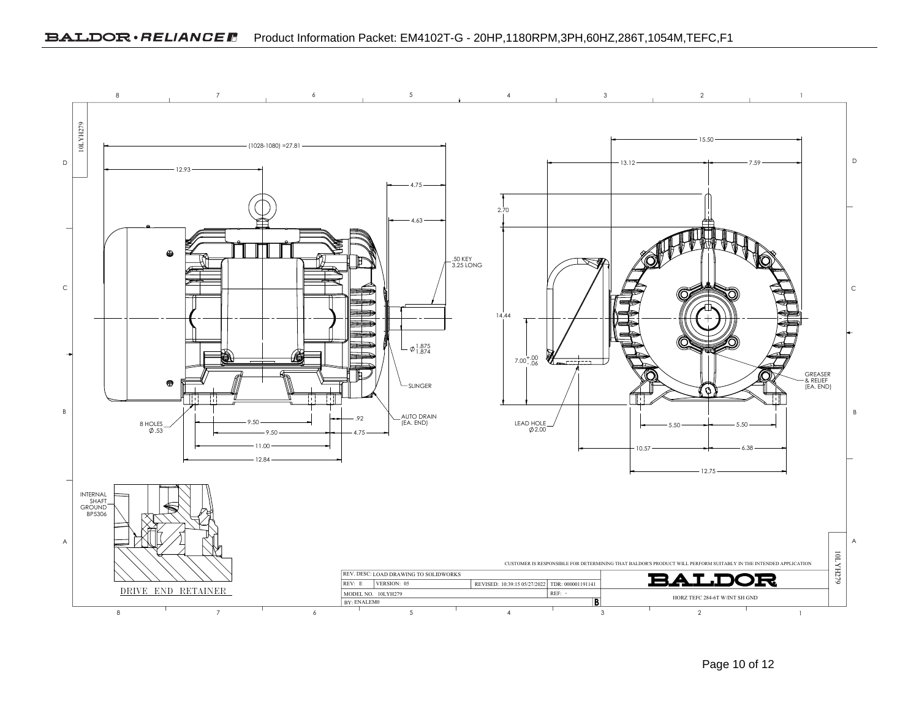Product Information Packet: EM4102T-G - 20HP,1180RPM,3PH,60HZ,286T,1054M,TEFC,F1

10LYH279

(1028-1080) =27.81

12.93

4.75

4.63

.50 KEY
3.25 LONG

$\phi$ 1.875 / 1.874

SLINGER

AUTO DRAIN
(EA. END)

8 HOLES
$\phi$.53

9.50

9.50

.92

4.75

11.00

12.84

15.50

13.12

7.59

2.70

14.44

$7.00^{+.00}_{-.06}$

LEAD HOLE
$\phi$2.00

GREASER
& RELIEF
(EA. END)

5.50

5.50

10.57

6.38

12.75

INTERNAL
SHAFT
GROUND
BP5306

DRIVE END RETAINER

CUSTOMER IS RESPONSIBLE FOR DETERMINING THAT BALDOR'S PRODUCT WILL PERFORM SUITABLY IN THE INTENDED APPLICATION

| REV. DESC: LOAD DRAWING TO SOLIDWORKS | | | |
|---|---|---|---|
| REV: E | VERSION: 05 | REVISED: 10:39:15 05/27/2022 | TDR: 000001191141 |
| MODEL NO. 10LYH279 | | | REF: - |
| BY: ENALEM0 | | | B |

BALDOR

HORZ TEFC 284-6T W/INT SH GND

10LYH279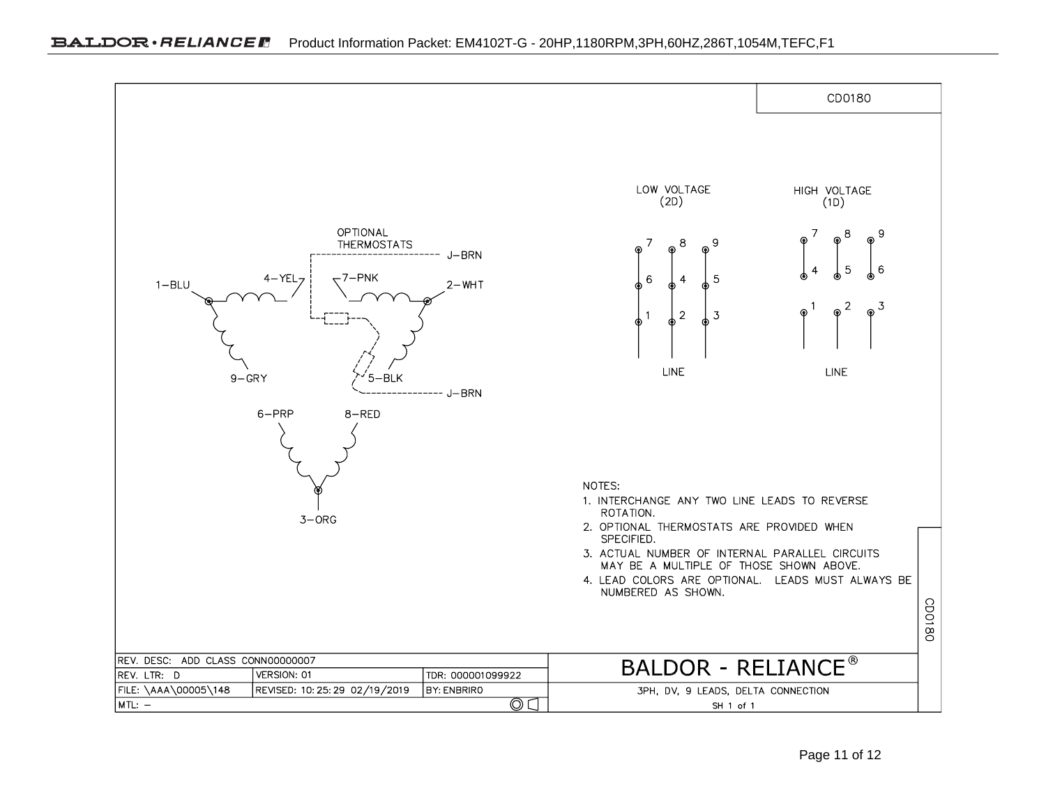CD0180

OPTIONAL THERMOSTATS

J–BRN

1–BLU 4–YEL 7–PNK 2–WHT

9–GRY 5–BLK

J–BRN

6–PRP 8–RED

3–ORG

LOW VOLTAGE (2D)

| 7 | 8 | 9 |
|---|---|---|
| 6 | 4 | 5 |
| 1 | 2 | 3 |

LINE

HIGH VOLTAGE (1D)

| 7 | 8 | 9 |
|---|---|---|
| 4 | 5 | 6 |
| 1 | 2 | 3 |

LINE

NOTES:

1. INTERCHANGE ANY TWO LINE LEADS TO REVERSE ROTATION.
2. OPTIONAL THERMOSTATS ARE PROVIDED WHEN SPECIFIED.
3. ACTUAL NUMBER OF INTERNAL PARALLEL CIRCUITS MAY BE A MULTIPLE OF THOSE SHOWN ABOVE.
4. LEAD COLORS ARE OPTIONAL. LEADS MUST ALWAYS BE NUMBERED AS SHOWN.

| REV. DESC: ADD CLASS CONN00000007 | | | BALDOR - RELIANCE® |
|---|---|---|---|
| REV. LTR: D | VERSION: 01 | TDR: 000001099922 | |
| FILE: \AAA\00005\148 | REVISED: 10:25:29 02/19/2019 | BY: ENBRIRO | 3PH, DV, 9 LEADS, DELTA CONNECTION |
| MTL: – | | | SH 1 of 1 |

CD0180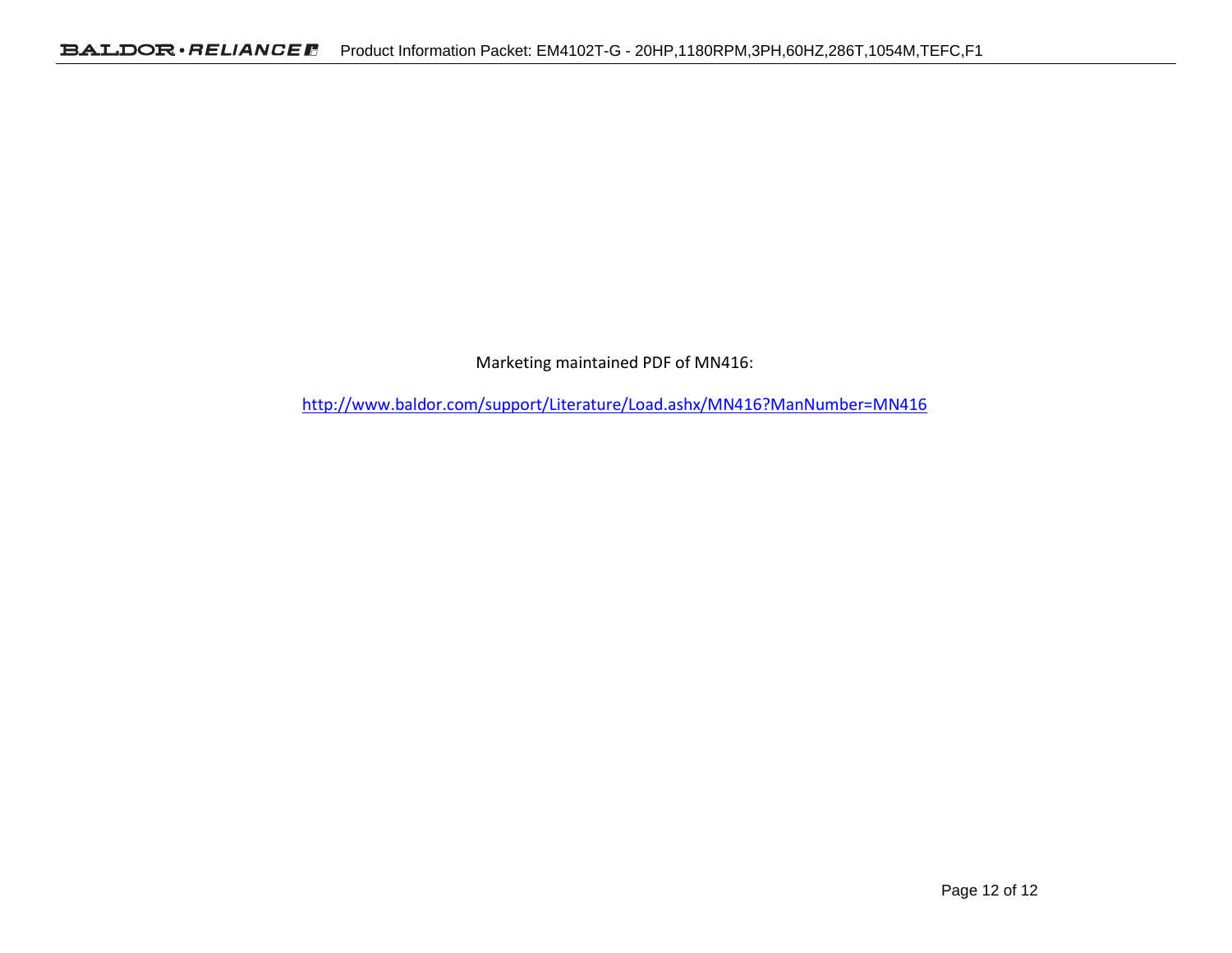Marketing maintained PDF of MN416:

http://www.baldor.com/support/Literature/Load.ashx/MN416?ManNumber=MN416